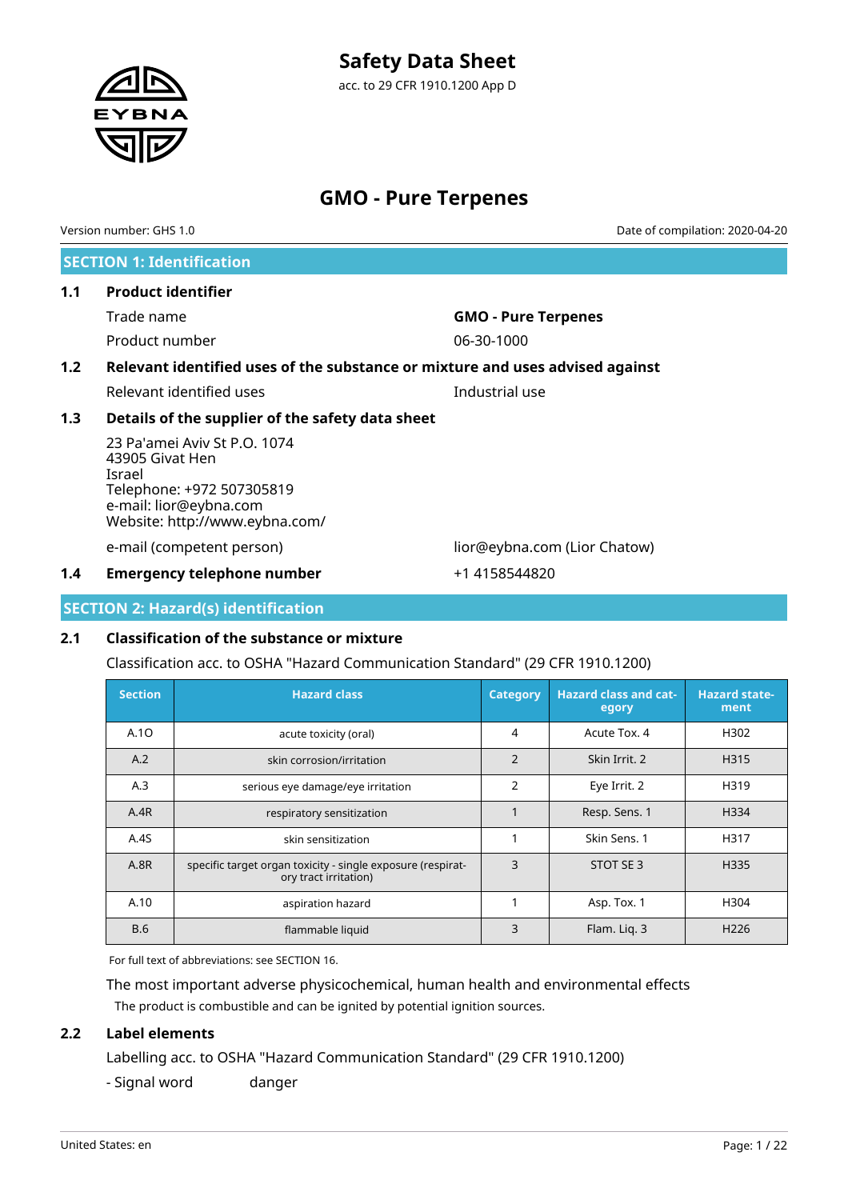# Safety Data Sheet

acc. to 29 CFR 1910.1200 App D

# GMO - Pure Terpenes

Version number: GHS 1.0

Date of compilation: 2020-04-20

## SECTION 1: Identification

### 1.1 Product identifier

| | |
|---|---|
| Trade name | **GMO - Pure Terpenes** |
| Product number | 06-30-1000 |

### 1.2 Relevant identified uses of the substance or mixture and uses advised against

| | |
|---|---|
| Relevant identified uses | Industrial use |

### 1.3 Details of the supplier of the safety data sheet

23 Pa'amei Aviv St P.O. 1074
43905 Givat Hen
Israel
Telephone: +972 507305819
e-mail: lior@eybna.com
Website: http://www.eybna.com/

| | |
|---|---|
| e-mail (competent person) | lior@eybna.com (Lior Chatow) |

### 1.4 Emergency telephone number

+1 4158544820

## SECTION 2: Hazard(s) identification

### 2.1 Classification of the substance or mixture

Classification acc. to OSHA "Hazard Communication Standard" (29 CFR 1910.1200)

| Section | Hazard class | Category | Hazard class and category | Hazard statement |
|---|---|---|---|---|
| A.1O | acute toxicity (oral) | 4 | Acute Tox. 4 | H302 |
| A.2 | skin corrosion/irritation | 2 | Skin Irrit. 2 | H315 |
| A.3 | serious eye damage/eye irritation | 2 | Eye Irrit. 2 | H319 |
| A.4R | respiratory sensitization | 1 | Resp. Sens. 1 | H334 |
| A.4S | skin sensitization | 1 | Skin Sens. 1 | H317 |
| A.8R | specific target organ toxicity - single exposure (respiratory tract irritation) | 3 | STOT SE 3 | H335 |
| A.10 | aspiration hazard | 1 | Asp. Tox. 1 | H304 |
| B.6 | flammable liquid | 3 | Flam. Liq. 3 | H226 |

For full text of abbreviations: see SECTION 16.

The most important adverse physicochemical, human health and environmental effects

The product is combustible and can be ignited by potential ignition sources.

### 2.2 Label elements

Labelling acc. to OSHA "Hazard Communication Standard" (29 CFR 1910.1200)

- Signal word danger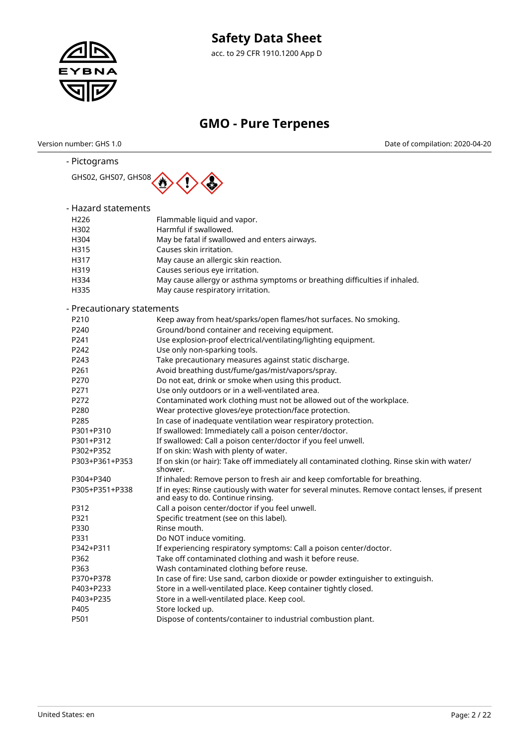- Pictograms

GHS02, GHS07, GHS08

- Hazard statements

| | |
|---|---|
| H226 | Flammable liquid and vapor. |
| H302 | Harmful if swallowed. |
| H304 | May be fatal if swallowed and enters airways. |
| H315 | Causes skin irritation. |
| H317 | May cause an allergic skin reaction. |
| H319 | Causes serious eye irritation. |
| H334 | May cause allergy or asthma symptoms or breathing difficulties if inhaled. |
| H335 | May cause respiratory irritation. |

- Precautionary statements

| | |
|---|---|
| P210 | Keep away from heat/sparks/open flames/hot surfaces. No smoking. |
| P240 | Ground/bond container and receiving equipment. |
| P241 | Use explosion-proof electrical/ventilating/lighting equipment. |
| P242 | Use only non-sparking tools. |
| P243 | Take precautionary measures against static discharge. |
| P261 | Avoid breathing dust/fume/gas/mist/vapors/spray. |
| P270 | Do not eat, drink or smoke when using this product. |
| P271 | Use only outdoors or in a well-ventilated area. |
| P272 | Contaminated work clothing must not be allowed out of the workplace. |
| P280 | Wear protective gloves/eye protection/face protection. |
| P285 | In case of inadequate ventilation wear respiratory protection. |
| P301+P310 | If swallowed: Immediately call a poison center/doctor. |
| P301+P312 | If swallowed: Call a poison center/doctor if you feel unwell. |
| P302+P352 | If on skin: Wash with plenty of water. |
| P303+P361+P353 | If on skin (or hair): Take off immediately all contaminated clothing. Rinse skin with water/shower. |
| P304+P340 | If inhaled: Remove person to fresh air and keep comfortable for breathing. |
| P305+P351+P338 | If in eyes: Rinse cautiously with water for several minutes. Remove contact lenses, if present and easy to do. Continue rinsing. |
| P312 | Call a poison center/doctor if you feel unwell. |
| P321 | Specific treatment (see on this label). |
| P330 | Rinse mouth. |
| P331 | Do NOT induce vomiting. |
| P342+P311 | If experiencing respiratory symptoms: Call a poison center/doctor. |
| P362 | Take off contaminated clothing and wash it before reuse. |
| P363 | Wash contaminated clothing before reuse. |
| P370+P378 | In case of fire: Use sand, carbon dioxide or powder extinguisher to extinguish. |
| P403+P233 | Store in a well-ventilated place. Keep container tightly closed. |
| P403+P235 | Store in a well-ventilated place. Keep cool. |
| P405 | Store locked up. |
| P501 | Dispose of contents/container to industrial combustion plant. |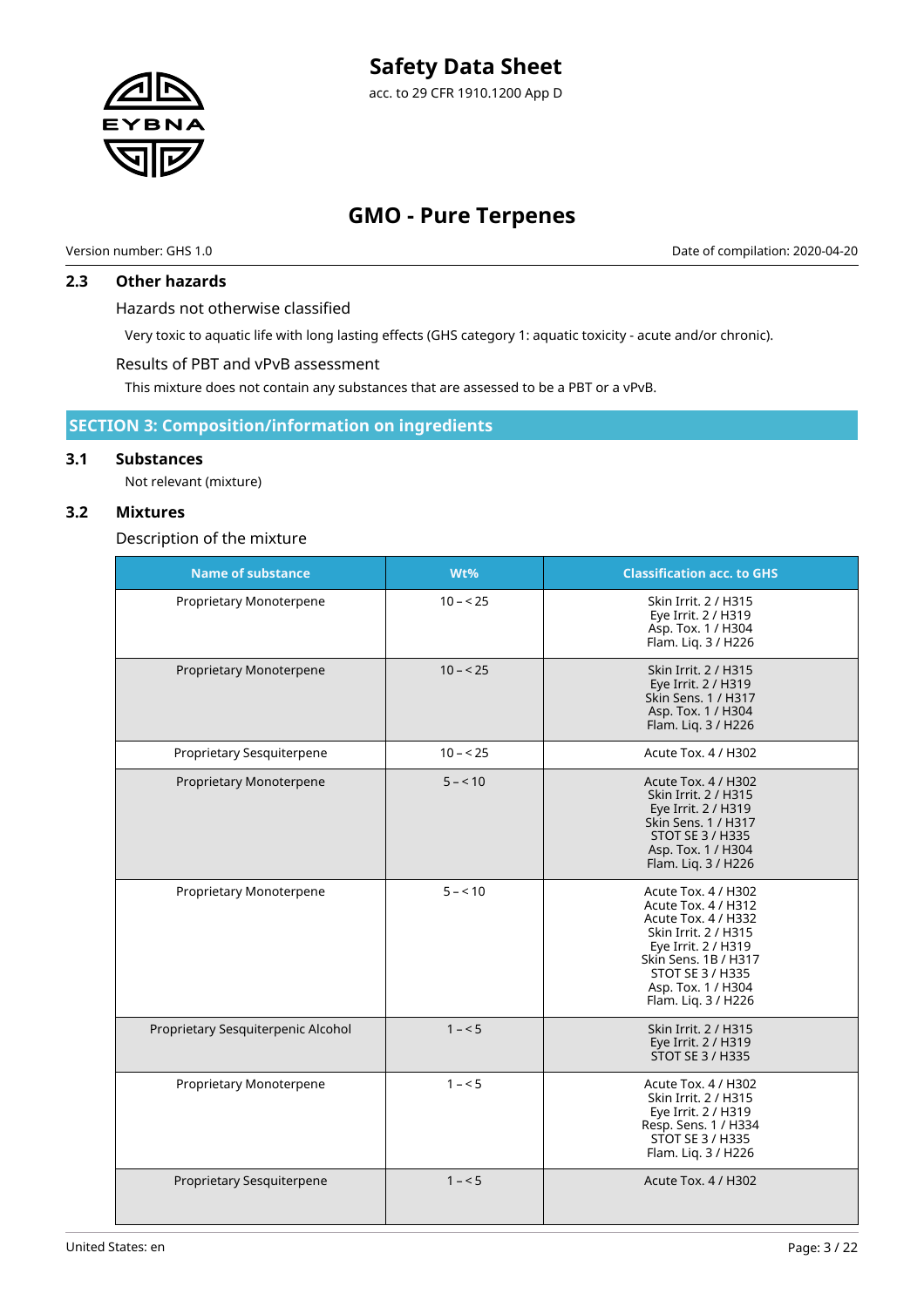### 2.3 Other hazards

Hazards not otherwise classified

Very toxic to aquatic life with long lasting effects (GHS category 1: aquatic toxicity - acute and/or chronic).

Results of PBT and vPvB assessment

This mixture does not contain any substances that are assessed to be a PBT or a vPvB.

## SECTION 3: Composition/information on ingredients

### 3.1 Substances

Not relevant (mixture)

### 3.2 Mixtures

Description of the mixture

| Name of substance | Wt% | Classification acc. to GHS |
|---|---|---|
| Proprietary Monoterpene | 10 – < 25 | Skin Irrit. 2 / H315<br>Eye Irrit. 2 / H319<br>Asp. Tox. 1 / H304<br>Flam. Liq. 3 / H226 |
| Proprietary Monoterpene | 10 – < 25 | Skin Irrit. 2 / H315<br>Eye Irrit. 2 / H319<br>Skin Sens. 1 / H317<br>Asp. Tox. 1 / H304<br>Flam. Liq. 3 / H226 |
| Proprietary Sesquiterpene | 10 – < 25 | Acute Tox. 4 / H302 |
| Proprietary Monoterpene | 5 – < 10 | Acute Tox. 4 / H302<br>Skin Irrit. 2 / H315<br>Eye Irrit. 2 / H319<br>Skin Sens. 1 / H317<br>STOT SE 3 / H335<br>Asp. Tox. 1 / H304<br>Flam. Liq. 3 / H226 |
| Proprietary Monoterpene | 5 – < 10 | Acute Tox. 4 / H302<br>Acute Tox. 4 / H312<br>Acute Tox. 4 / H332<br>Skin Irrit. 2 / H315<br>Eye Irrit. 2 / H319<br>Skin Sens. 1B / H317<br>STOT SE 3 / H335<br>Asp. Tox. 1 / H304<br>Flam. Liq. 3 / H226 |
| Proprietary Sesquiterpenic Alcohol | 1 – < 5 | Skin Irrit. 2 / H315<br>Eye Irrit. 2 / H319<br>STOT SE 3 / H335 |
| Proprietary Monoterpene | 1 – < 5 | Acute Tox. 4 / H302<br>Skin Irrit. 2 / H315<br>Eye Irrit. 2 / H319<br>Resp. Sens. 1 / H334<br>STOT SE 3 / H335<br>Flam. Liq. 3 / H226 |
| Proprietary Sesquiterpene | 1 – < 5 | Acute Tox. 4 / H302 |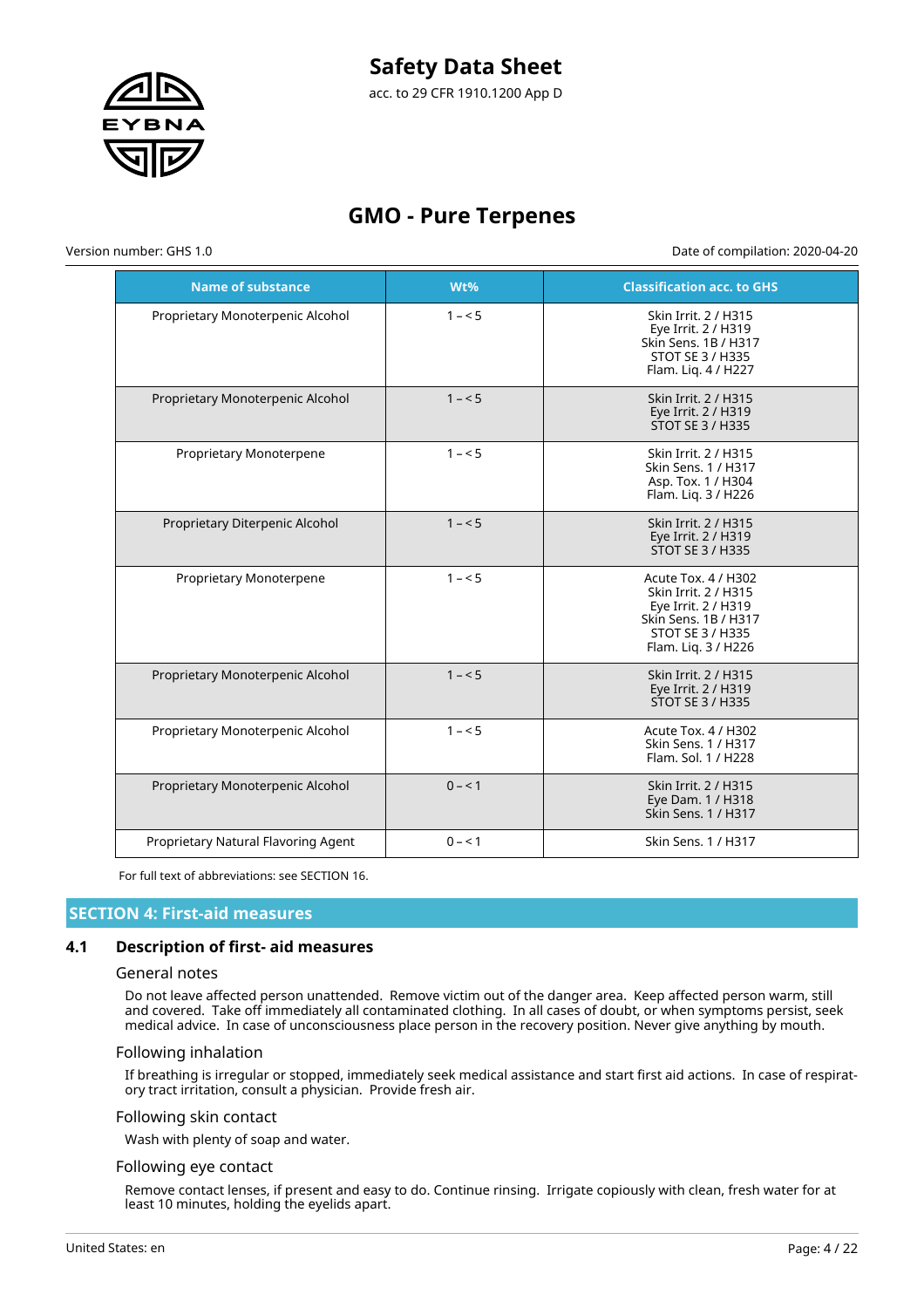| Name of substance | Wt% | Classification acc. to GHS |
|---|---|---|
| Proprietary Monoterpenic Alcohol | 1 – < 5 | Skin Irrit. 2 / H315<br>Eye Irrit. 2 / H319<br>Skin Sens. 1B / H317<br>STOT SE 3 / H335<br>Flam. Liq. 4 / H227 |
| Proprietary Monoterpenic Alcohol | 1 – < 5 | Skin Irrit. 2 / H315<br>Eye Irrit. 2 / H319<br>STOT SE 3 / H335 |
| Proprietary Monoterpene | 1 – < 5 | Skin Irrit. 2 / H315<br>Skin Sens. 1 / H317<br>Asp. Tox. 1 / H304<br>Flam. Liq. 3 / H226 |
| Proprietary Diterpenic Alcohol | 1 – < 5 | Skin Irrit. 2 / H315<br>Eye Irrit. 2 / H319<br>STOT SE 3 / H335 |
| Proprietary Monoterpene | 1 – < 5 | Acute Tox. 4 / H302<br>Skin Irrit. 2 / H315<br>Eye Irrit. 2 / H319<br>Skin Sens. 1B / H317<br>STOT SE 3 / H335<br>Flam. Liq. 3 / H226 |
| Proprietary Monoterpenic Alcohol | 1 – < 5 | Skin Irrit. 2 / H315<br>Eye Irrit. 2 / H319<br>STOT SE 3 / H335 |
| Proprietary Monoterpenic Alcohol | 1 – < 5 | Acute Tox. 4 / H302<br>Skin Sens. 1 / H317<br>Flam. Sol. 1 / H228 |
| Proprietary Monoterpenic Alcohol | 0 – < 1 | Skin Irrit. 2 / H315<br>Eye Dam. 1 / H318<br>Skin Sens. 1 / H317 |
| Proprietary Natural Flavoring Agent | 0 – < 1 | Skin Sens. 1 / H317 |

For full text of abbreviations: see SECTION 16.

## SECTION 4: First-aid measures

### 4.1 Description of first- aid measures

#### General notes

Do not leave affected person unattended. Remove victim out of the danger area. Keep affected person warm, still and covered. Take off immediately all contaminated clothing. In all cases of doubt, or when symptoms persist, seek medical advice. In case of unconsciousness place person in the recovery position. Never give anything by mouth.

#### Following inhalation

If breathing is irregular or stopped, immediately seek medical assistance and start first aid actions. In case of respiratory tract irritation, consult a physician. Provide fresh air.

#### Following skin contact

Wash with plenty of soap and water.

#### Following eye contact

Remove contact lenses, if present and easy to do. Continue rinsing. Irrigate copiously with clean, fresh water for at least 10 minutes, holding the eyelids apart.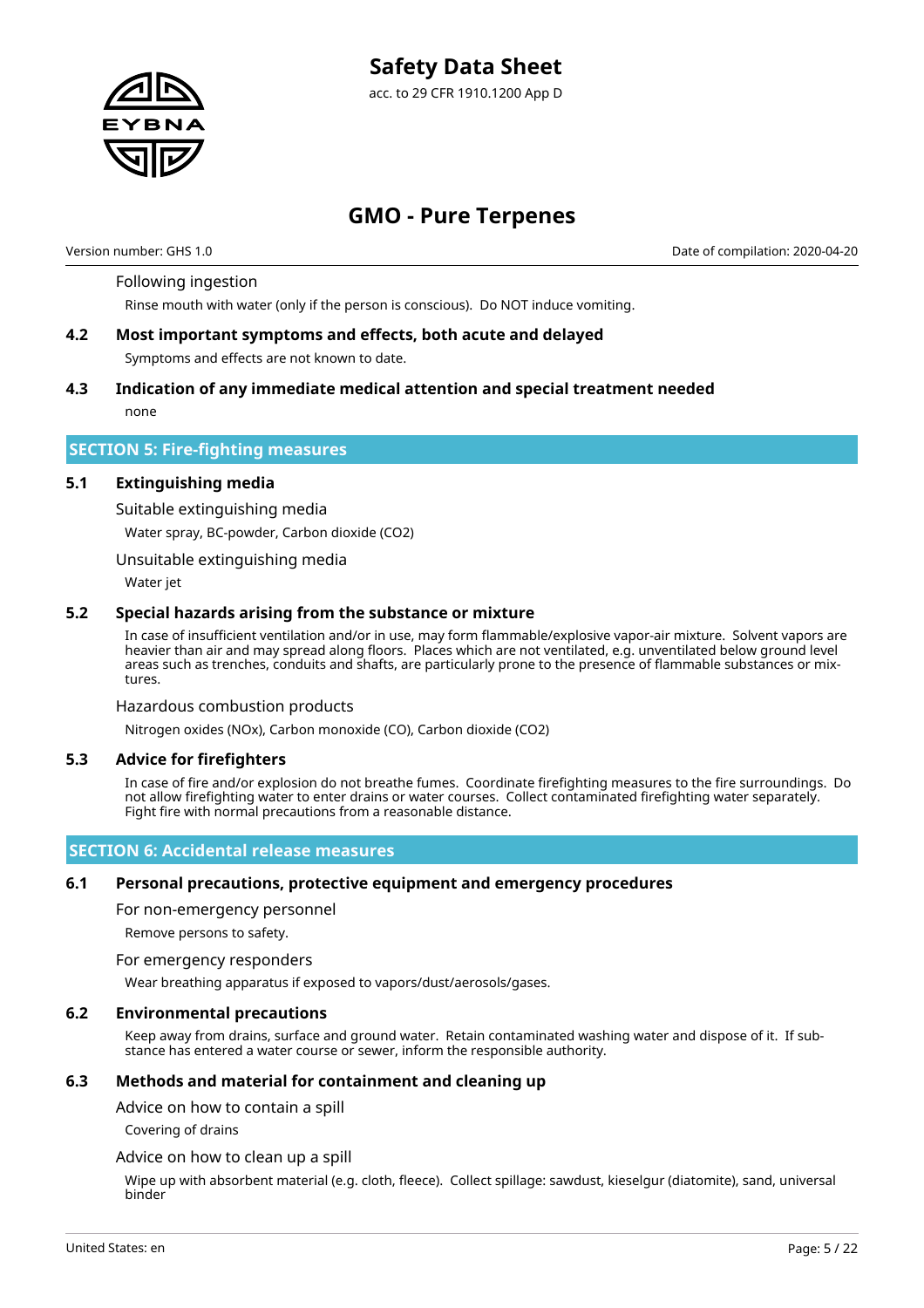Following ingestion

Rinse mouth with water (only if the person is conscious). Do NOT induce vomiting.

### 4.2 Most important symptoms and effects, both acute and delayed

Symptoms and effects are not known to date.

### 4.3 Indication of any immediate medical attention and special treatment needed

none

## SECTION 5: Fire-fighting measures

### 5.1 Extinguishing media

Suitable extinguishing media

Water spray, BC-powder, Carbon dioxide ($CO_2$)

Unsuitable extinguishing media

Water jet

### 5.2 Special hazards arising from the substance or mixture

In case of insufficient ventilation and/or in use, may form flammable/explosive vapor-air mixture. Solvent vapors are heavier than air and may spread along floors. Places which are not ventilated, e.g. unventilated below ground level areas such as trenches, conduits and shafts, are particularly prone to the presence of flammable substances or mixtures.

Hazardous combustion products

Nitrogen oxides (NOx), Carbon monoxide (CO), Carbon dioxide ($CO_2$)

### 5.3 Advice for firefighters

In case of fire and/or explosion do not breathe fumes. Coordinate firefighting measures to the fire surroundings. Do not allow firefighting water to enter drains or water courses. Collect contaminated firefighting water separately. Fight fire with normal precautions from a reasonable distance.

## SECTION 6: Accidental release measures

### 6.1 Personal precautions, protective equipment and emergency procedures

For non-emergency personnel

Remove persons to safety.

For emergency responders

Wear breathing apparatus if exposed to vapors/dust/aerosols/gases.

### 6.2 Environmental precautions

Keep away from drains, surface and ground water. Retain contaminated washing water and dispose of it. If substance has entered a water course or sewer, inform the responsible authority.

### 6.3 Methods and material for containment and cleaning up

Advice on how to contain a spill

Covering of drains

Advice on how to clean up a spill

Wipe up with absorbent material (e.g. cloth, fleece). Collect spillage: sawdust, kieselgur (diatomite), sand, universal binder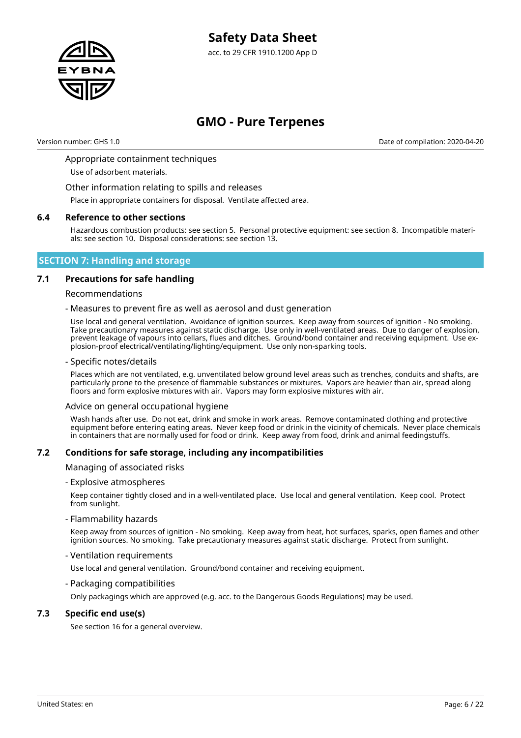Appropriate containment techniques

Use of adsorbent materials.

Other information relating to spills and releases

Place in appropriate containers for disposal. Ventilate affected area.

### 6.4 Reference to other sections

Hazardous combustion products: see section 5. Personal protective equipment: see section 8. Incompatible materials: see section 10. Disposal considerations: see section 13.

## SECTION 7: Handling and storage

### 7.1 Precautions for safe handling

Recommendations

- Measures to prevent fire as well as aerosol and dust generation

Use local and general ventilation. Avoidance of ignition sources. Keep away from sources of ignition - No smoking. Take precautionary measures against static discharge. Use only in well-ventilated areas. Due to danger of explosion, prevent leakage of vapours into cellars, flues and ditches. Ground/bond container and receiving equipment. Use explosion-proof electrical/ventilating/lighting/equipment. Use only non-sparking tools.

- Specific notes/details

Places which are not ventilated, e.g. unventilated below ground level areas such as trenches, conduits and shafts, are particularly prone to the presence of flammable substances or mixtures. Vapors are heavier than air, spread along floors and form explosive mixtures with air. Vapors may form explosive mixtures with air.

Advice on general occupational hygiene

Wash hands after use. Do not eat, drink and smoke in work areas. Remove contaminated clothing and protective equipment before entering eating areas. Never keep food or drink in the vicinity of chemicals. Never place chemicals in containers that are normally used for food or drink. Keep away from food, drink and animal feedingstuffs.

### 7.2 Conditions for safe storage, including any incompatibilities

Managing of associated risks

- Explosive atmospheres

Keep container tightly closed and in a well-ventilated place. Use local and general ventilation. Keep cool. Protect from sunlight.

- Flammability hazards

Keep away from sources of ignition - No smoking. Keep away from heat, hot surfaces, sparks, open flames and other ignition sources. No smoking. Take precautionary measures against static discharge. Protect from sunlight.

- Ventilation requirements

Use local and general ventilation. Ground/bond container and receiving equipment.

- Packaging compatibilities

Only packagings which are approved (e.g. acc. to the Dangerous Goods Regulations) may be used.

### 7.3 Specific end use(s)

See section 16 for a general overview.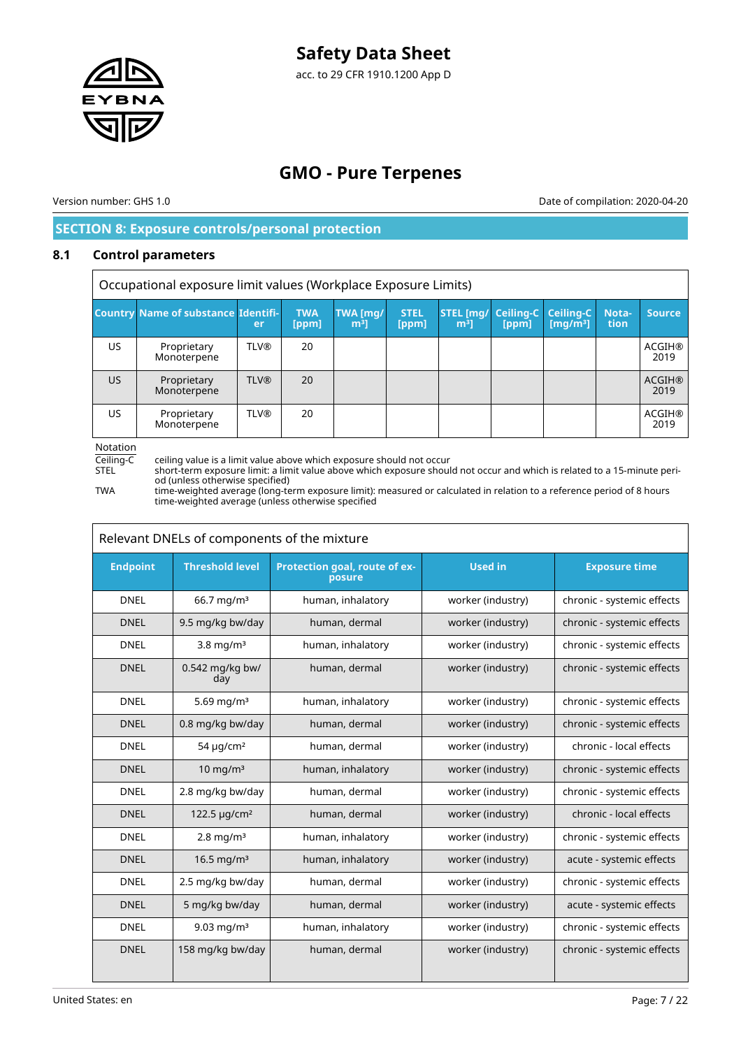## SECTION 8: Exposure controls/personal protection

### 8.1 Control parameters

Occupational exposure limit values (Workplace Exposure Limits)

| Country | Name of substance | Identifier | TWA [ppm] | TWA [mg/m³] | STEL [ppm] | STEL [mg/m³] | Ceiling-C [ppm] | Ceiling-C [mg/m³] | Notation | Source |
|---|---|---|---|---|---|---|---|---|---|---|
| US | Proprietary Monoterpene | TLV® | 20 | | | | | | | ACGIH® 2019 |
| US | Proprietary Monoterpene | TLV® | 20 | | | | | | | ACGIH® 2019 |
| US | Proprietary Monoterpene | TLV® | 20 | | | | | | | ACGIH® 2019 |

Notation

Ceiling-C ceiling value is a limit value above which exposure should not occur
STEL short-term exposure limit: a limit value above which exposure should not occur and which is related to a 15-minute period (unless otherwise specified)
TWA time-weighted average (long-term exposure limit): measured or calculated in relation to a reference period of 8 hours time-weighted average (unless otherwise specified

Relevant DNELs of components of the mixture

| Endpoint | Threshold level | Protection goal, route of exposure | Used in | Exposure time |
|---|---|---|---|---|
| DNEL | 66.7 mg/m³ | human, inhalatory | worker (industry) | chronic - systemic effects |
| DNEL | 9.5 mg/kg bw/day | human, dermal | worker (industry) | chronic - systemic effects |
| DNEL | 3.8 mg/m³ | human, inhalatory | worker (industry) | chronic - systemic effects |
| DNEL | 0.542 mg/kg bw/day | human, dermal | worker (industry) | chronic - systemic effects |
| DNEL | 5.69 mg/m³ | human, inhalatory | worker (industry) | chronic - systemic effects |
| DNEL | 0.8 mg/kg bw/day | human, dermal | worker (industry) | chronic - systemic effects |
| DNEL | 54 µg/cm² | human, dermal | worker (industry) | chronic - local effects |
| DNEL | 10 mg/m³ | human, inhalatory | worker (industry) | chronic - systemic effects |
| DNEL | 2.8 mg/kg bw/day | human, dermal | worker (industry) | chronic - systemic effects |
| DNEL | 122.5 µg/cm² | human, dermal | worker (industry) | chronic - local effects |
| DNEL | 2.8 mg/m³ | human, inhalatory | worker (industry) | chronic - systemic effects |
| DNEL | 16.5 mg/m³ | human, inhalatory | worker (industry) | acute - systemic effects |
| DNEL | 2.5 mg/kg bw/day | human, dermal | worker (industry) | chronic - systemic effects |
| DNEL | 5 mg/kg bw/day | human, dermal | worker (industry) | acute - systemic effects |
| DNEL | 9.03 mg/m³ | human, inhalatory | worker (industry) | chronic - systemic effects |
| DNEL | 158 mg/kg bw/day | human, dermal | worker (industry) | chronic - systemic effects |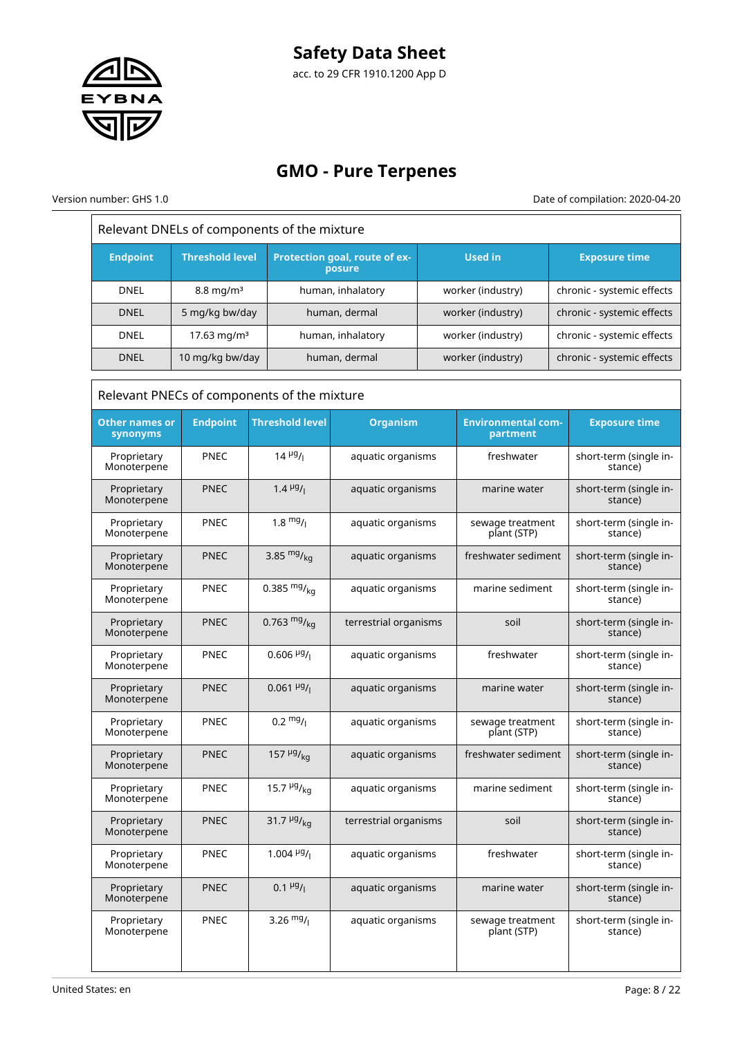| Relevant DNELs of components of the mixture | | | | |
|---|---|---|---|---|
| **Endpoint** | **Threshold level** | **Protection goal, route of exposure** | **Used in** | **Exposure time** |
| DNEL | 8.8 mg/m³ | human, inhalatory | worker (industry) | chronic - systemic effects |
| DNEL | 5 mg/kg bw/day | human, dermal | worker (industry) | chronic - systemic effects |
| DNEL | 17.63 mg/m³ | human, inhalatory | worker (industry) | chronic - systemic effects |
| DNEL | 10 mg/kg bw/day | human, dermal | worker (industry) | chronic - systemic effects |

| Relevant PNECs of components of the mixture | | | | | |
|---|---|---|---|---|---|
| **Other names or synonyms** | **Endpoint** | **Threshold level** | **Organism** | **Environmental compartment** | **Exposure time** |
| Proprietary Monoterpene | PNEC | 14 µg/l | aquatic organisms | freshwater | short-term (single instance) |
| Proprietary Monoterpene | PNEC | 1.4 µg/l | aquatic organisms | marine water | short-term (single instance) |
| Proprietary Monoterpene | PNEC | 1.8 mg/l | aquatic organisms | sewage treatment plant (STP) | short-term (single instance) |
| Proprietary Monoterpene | PNEC | 3.85 mg/kg | aquatic organisms | freshwater sediment | short-term (single instance) |
| Proprietary Monoterpene | PNEC | 0.385 mg/kg | aquatic organisms | marine sediment | short-term (single instance) |
| Proprietary Monoterpene | PNEC | 0.763 mg/kg | terrestrial organisms | soil | short-term (single instance) |
| Proprietary Monoterpene | PNEC | 0.606 µg/l | aquatic organisms | freshwater | short-term (single instance) |
| Proprietary Monoterpene | PNEC | 0.061 µg/l | aquatic organisms | marine water | short-term (single instance) |
| Proprietary Monoterpene | PNEC | 0.2 mg/l | aquatic organisms | sewage treatment plant (STP) | short-term (single instance) |
| Proprietary Monoterpene | PNEC | 157 µg/kg | aquatic organisms | freshwater sediment | short-term (single instance) |
| Proprietary Monoterpene | PNEC | 15.7 µg/kg | aquatic organisms | marine sediment | short-term (single instance) |
| Proprietary Monoterpene | PNEC | 31.7 µg/kg | terrestrial organisms | soil | short-term (single instance) |
| Proprietary Monoterpene | PNEC | 1.004 µg/l | aquatic organisms | freshwater | short-term (single instance) |
| Proprietary Monoterpene | PNEC | 0.1 µg/l | aquatic organisms | marine water | short-term (single instance) |
| Proprietary Monoterpene | PNEC | 3.26 mg/l | aquatic organisms | sewage treatment plant (STP) | short-term (single instance) |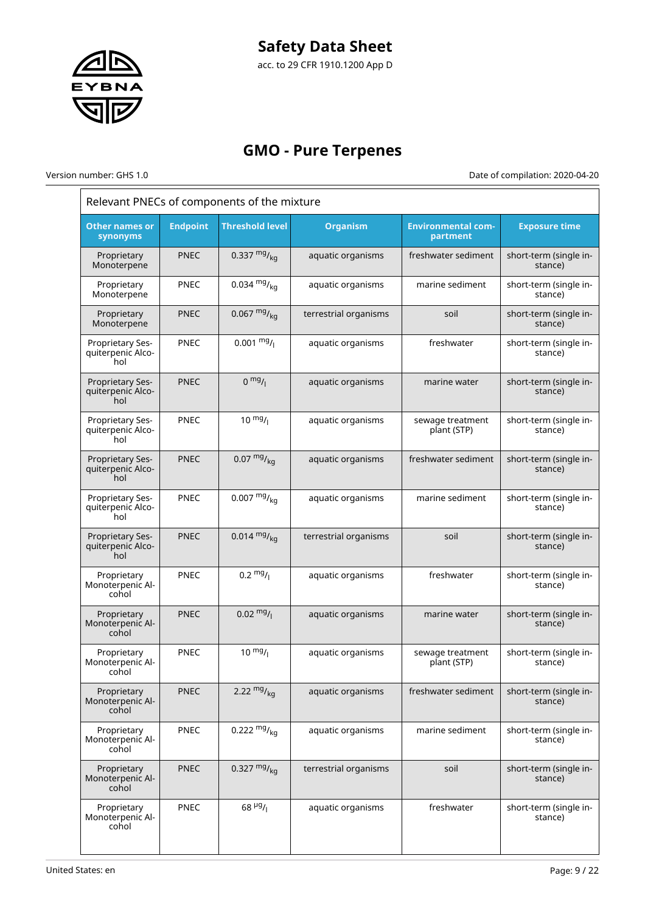| Relevant PNECs of components of the mixture | | | | | |
|---|---|---|---|---|---|
| **Other names or synonyms** | **Endpoint** | **Threshold level** | **Organism** | **Environmental compartment** | **Exposure time** |
| Proprietary Monoterpene | PNEC | 0.337 $^{mg}/_{kg}$ | aquatic organisms | freshwater sediment | short-term (single instance) |
| Proprietary Monoterpene | PNEC | 0.034 $^{mg}/_{kg}$ | aquatic organisms | marine sediment | short-term (single instance) |
| Proprietary Monoterpene | PNEC | 0.067 $^{mg}/_{kg}$ | terrestrial organisms | soil | short-term (single instance) |
| Proprietary Sesquiterpenic Alcohol | PNEC | 0.001 $^{mg}/_{l}$ | aquatic organisms | freshwater | short-term (single instance) |
| Proprietary Sesquiterpenic Alcohol | PNEC | 0 $^{mg}/_{l}$ | aquatic organisms | marine water | short-term (single instance) |
| Proprietary Sesquiterpenic Alcohol | PNEC | 10 $^{mg}/_{l}$ | aquatic organisms | sewage treatment plant (STP) | short-term (single instance) |
| Proprietary Sesquiterpenic Alcohol | PNEC | 0.07 $^{mg}/_{kg}$ | aquatic organisms | freshwater sediment | short-term (single instance) |
| Proprietary Sesquiterpenic Alcohol | PNEC | 0.007 $^{mg}/_{kg}$ | aquatic organisms | marine sediment | short-term (single instance) |
| Proprietary Sesquiterpenic Alcohol | PNEC | 0.014 $^{mg}/_{kg}$ | terrestrial organisms | soil | short-term (single instance) |
| Proprietary Monoterpenic Alcohol | PNEC | 0.2 $^{mg}/_{l}$ | aquatic organisms | freshwater | short-term (single instance) |
| Proprietary Monoterpenic Alcohol | PNEC | 0.02 $^{mg}/_{l}$ | aquatic organisms | marine water | short-term (single instance) |
| Proprietary Monoterpenic Alcohol | PNEC | 10 $^{mg}/_{l}$ | aquatic organisms | sewage treatment plant (STP) | short-term (single instance) |
| Proprietary Monoterpenic Alcohol | PNEC | 2.22 $^{mg}/_{kg}$ | aquatic organisms | freshwater sediment | short-term (single instance) |
| Proprietary Monoterpenic Alcohol | PNEC | 0.222 $^{mg}/_{kg}$ | aquatic organisms | marine sediment | short-term (single instance) |
| Proprietary Monoterpenic Alcohol | PNEC | 0.327 $^{mg}/_{kg}$ | terrestrial organisms | soil | short-term (single instance) |
| Proprietary Monoterpenic Alcohol | PNEC | 68 $^{\mu g}/_{l}$ | aquatic organisms | freshwater | short-term (single instance) |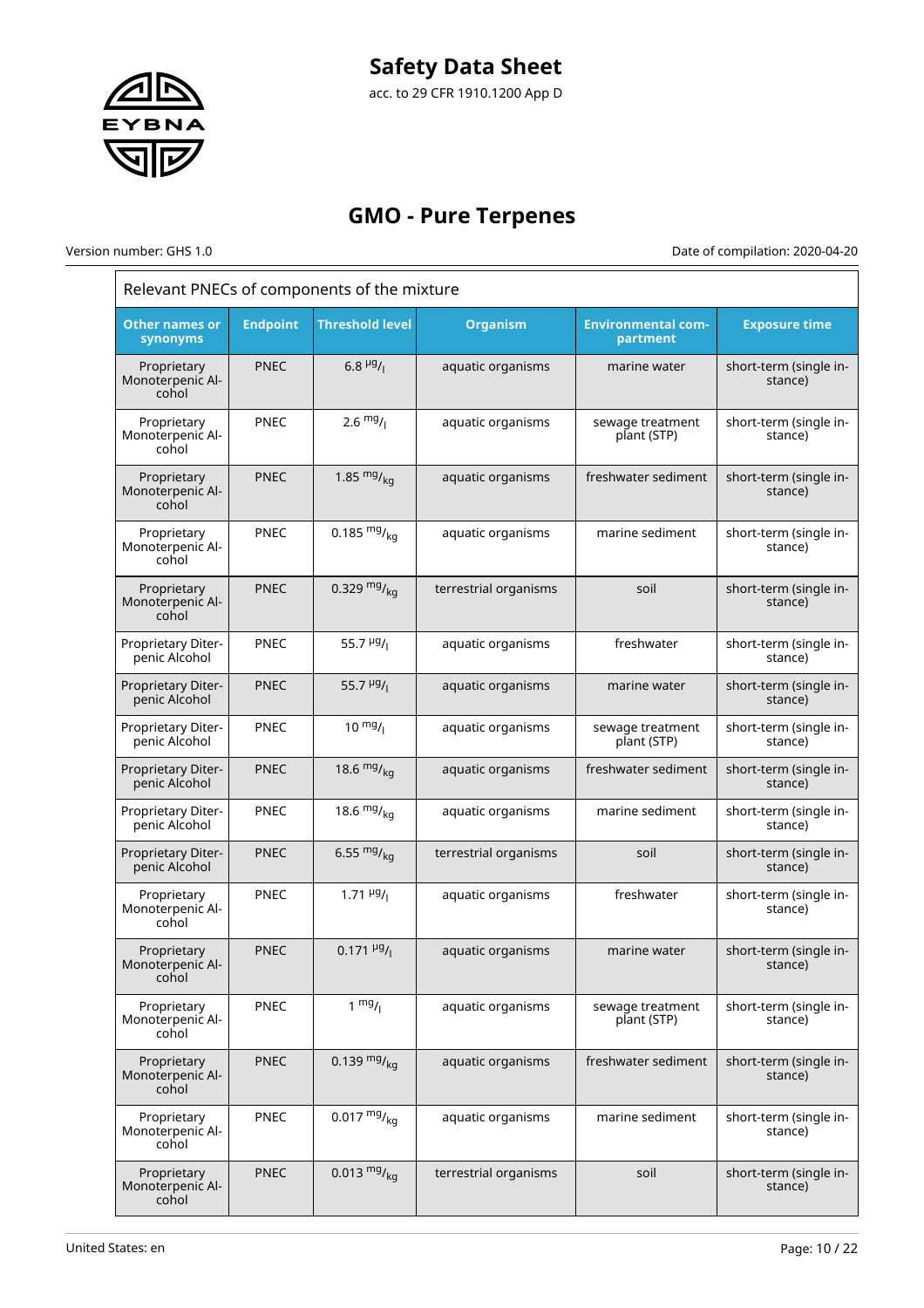# GMO - Pure Terpenes

Version number: GHS 1.0

Date of compilation: 2020-04-20

| Relevant PNECs of components of the mixture | | | | | |
|---|---|---|---|---|---|
| **Other names or synonyms** | **Endpoint** | **Threshold level** | **Organism** | **Environmental compartment** | **Exposure time** |
| Proprietary Monoterpenic Alcohol | PNEC | 6.8 $^{µg}/_{l}$ | aquatic organisms | marine water | short-term (single instance) |
| Proprietary Monoterpenic Alcohol | PNEC | 2.6 $^{mg}/_{l}$ | aquatic organisms | sewage treatment plant (STP) | short-term (single instance) |
| Proprietary Monoterpenic Alcohol | PNEC | 1.85 $^{mg}/_{kg}$ | aquatic organisms | freshwater sediment | short-term (single instance) |
| Proprietary Monoterpenic Alcohol | PNEC | 0.185 $^{mg}/_{kg}$ | aquatic organisms | marine sediment | short-term (single instance) |
| Proprietary Monoterpenic Alcohol | PNEC | 0.329 $^{mg}/_{kg}$ | terrestrial organisms | soil | short-term (single instance) |
| Proprietary Diterpenic Alcohol | PNEC | 55.7 $^{µg}/_{l}$ | aquatic organisms | freshwater | short-term (single instance) |
| Proprietary Diterpenic Alcohol | PNEC | 55.7 $^{µg}/_{l}$ | aquatic organisms | marine water | short-term (single instance) |
| Proprietary Diterpenic Alcohol | PNEC | 10 $^{mg}/_{l}$ | aquatic organisms | sewage treatment plant (STP) | short-term (single instance) |
| Proprietary Diterpenic Alcohol | PNEC | 18.6 $^{mg}/_{kg}$ | aquatic organisms | freshwater sediment | short-term (single instance) |
| Proprietary Diterpenic Alcohol | PNEC | 18.6 $^{mg}/_{kg}$ | aquatic organisms | marine sediment | short-term (single instance) |
| Proprietary Diterpenic Alcohol | PNEC | 6.55 $^{mg}/_{kg}$ | terrestrial organisms | soil | short-term (single instance) |
| Proprietary Monoterpenic Alcohol | PNEC | 1.71 $^{µg}/_{l}$ | aquatic organisms | freshwater | short-term (single instance) |
| Proprietary Monoterpenic Alcohol | PNEC | 0.171 $^{µg}/_{l}$ | aquatic organisms | marine water | short-term (single instance) |
| Proprietary Monoterpenic Alcohol | PNEC | 1 $^{mg}/_{l}$ | aquatic organisms | sewage treatment plant (STP) | short-term (single instance) |
| Proprietary Monoterpenic Alcohol | PNEC | 0.139 $^{mg}/_{kg}$ | aquatic organisms | freshwater sediment | short-term (single instance) |
| Proprietary Monoterpenic Alcohol | PNEC | 0.017 $^{mg}/_{kg}$ | aquatic organisms | marine sediment | short-term (single instance) |
| Proprietary Monoterpenic Alcohol | PNEC | 0.013 $^{mg}/_{kg}$ | terrestrial organisms | soil | short-term (single instance) |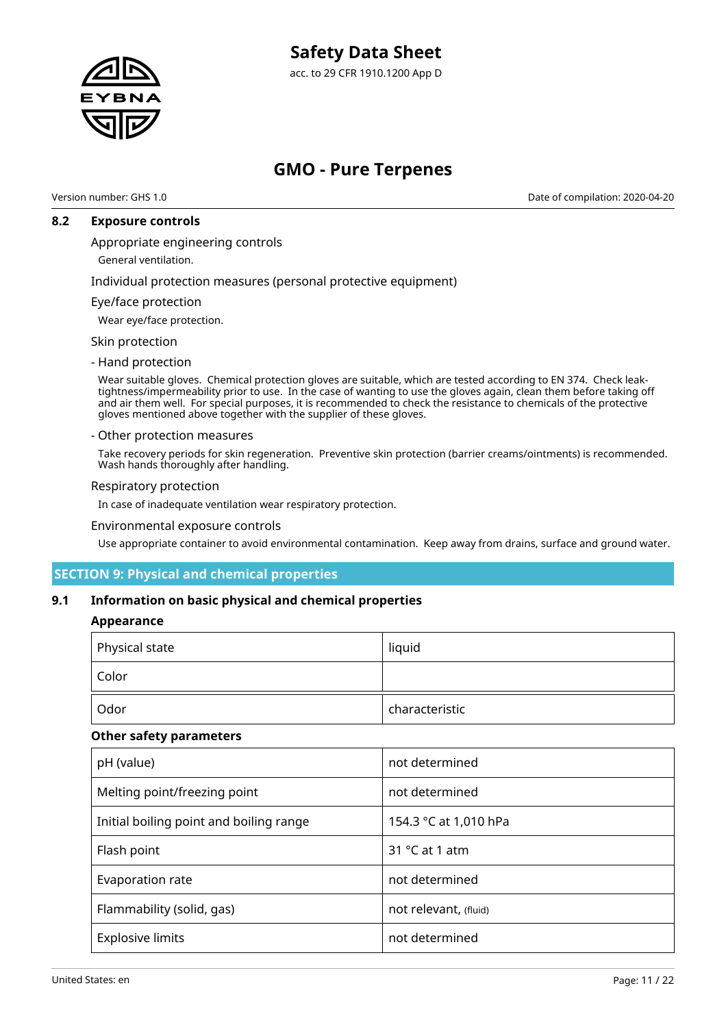### 8.2 Exposure controls

Appropriate engineering controls

General ventilation.

Individual protection measures (personal protective equipment)

Eye/face protection

Wear eye/face protection.

Skin protection

- Hand protection

Wear suitable gloves. Chemical protection gloves are suitable, which are tested according to EN 374. Check leak-tightness/impermeability prior to use. In the case of wanting to use the gloves again, clean them before taking off and air them well. For special purposes, it is recommended to check the resistance to chemicals of the protective gloves mentioned above together with the supplier of these gloves.

- Other protection measures

Take recovery periods for skin regeneration. Preventive skin protection (barrier creams/ointments) is recommended. Wash hands thoroughly after handling.

Respiratory protection

In case of inadequate ventilation wear respiratory protection.

Environmental exposure controls

Use appropriate container to avoid environmental contamination. Keep away from drains, surface and ground water.

## SECTION 9: Physical and chemical properties

### 9.1 Information on basic physical and chemical properties

**Appearance**

| Physical state | liquid |
|---|---|
| Color | |
| Odor | characteristic |

**Other safety parameters**

| pH (value) | not determined |
|---|---|
| Melting point/freezing point | not determined |
| Initial boiling point and boiling range | 154.3 °C at 1,010 hPa |
| Flash point | 31 °C at 1 atm |
| Evaporation rate | not determined |
| Flammability (solid, gas) | not relevant, (fluid) |
| Explosive limits | not determined |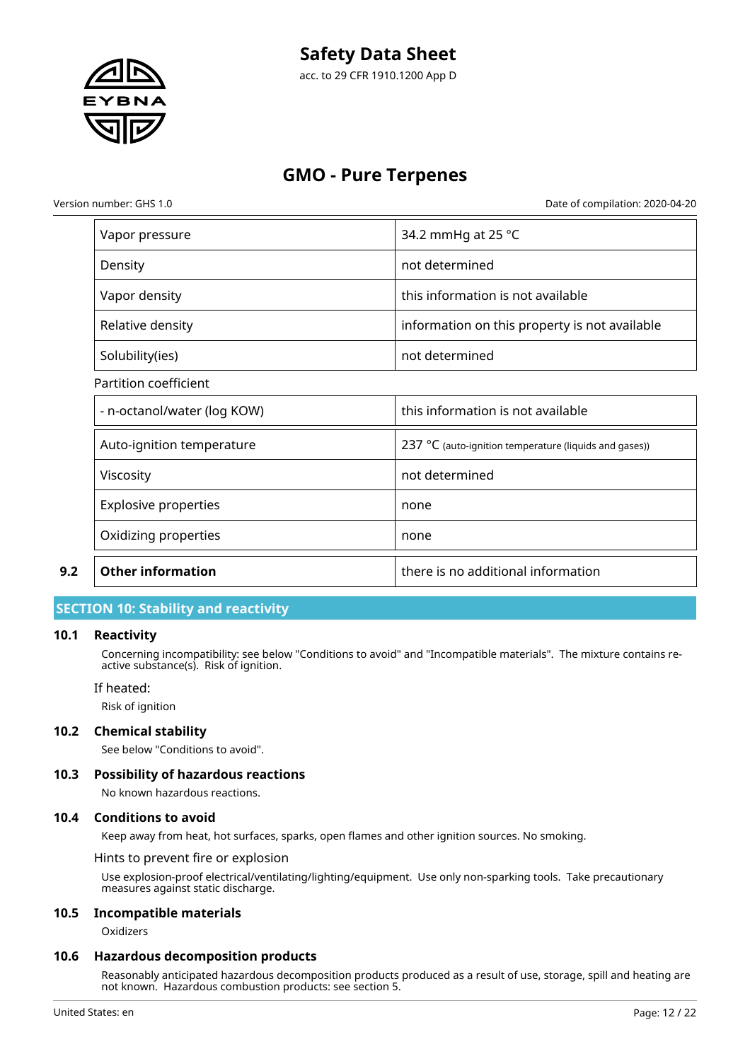| Vapor pressure | 34.2 mmHg at 25 °C |
|---|---|
| Density | not determined |
| Vapor density | this information is not available |
| Relative density | information on this property is not available |
| Solubility(ies) | not determined |

Partition coefficient

| - n-octanol/water (log KOW) | this information is not available |
|---|---|
| Auto-ignition temperature | 237 °C (auto-ignition temperature (liquids and gases)) |
| Viscosity | not determined |
| Explosive properties | none |
| Oxidizing properties | none |

| 9.2 | **Other information** | there is no additional information |
|---|---|---|

## SECTION 10: Stability and reactivity

### 10.1 Reactivity

Concerning incompatibility: see below "Conditions to avoid" and "Incompatible materials". The mixture contains reactive substance(s). Risk of ignition.

If heated:

Risk of ignition

### 10.2 Chemical stability

See below "Conditions to avoid".

### 10.3 Possibility of hazardous reactions

No known hazardous reactions.

### 10.4 Conditions to avoid

Keep away from heat, hot surfaces, sparks, open flames and other ignition sources. No smoking.

Hints to prevent fire or explosion

Use explosion-proof electrical/ventilating/lighting/equipment. Use only non-sparking tools. Take precautionary measures against static discharge.

### 10.5 Incompatible materials

Oxidizers

### 10.6 Hazardous decomposition products

Reasonably anticipated hazardous decomposition products produced as a result of use, storage, spill and heating are not known. Hazardous combustion products: see section 5.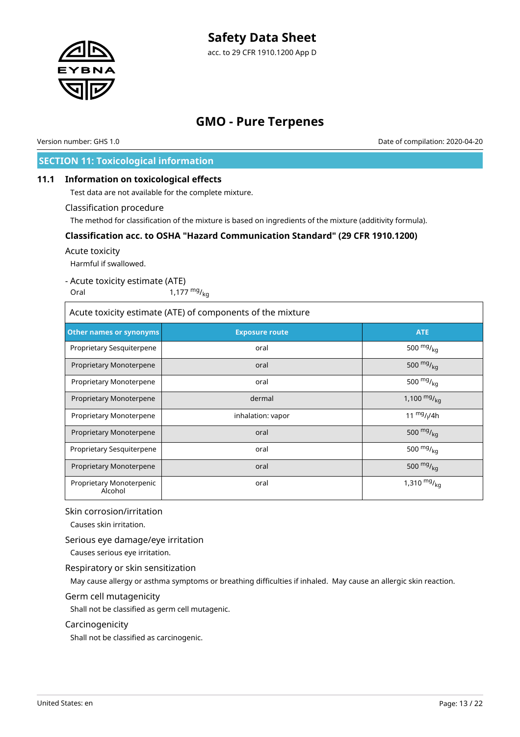## SECTION 11: Toxicological information

### 11.1 Information on toxicological effects

Test data are not available for the complete mixture.

Classification procedure

The method for classification of the mixture is based on ingredients of the mixture (additivity formula).

#### Classification acc. to OSHA "Hazard Communication Standard" (29 CFR 1910.1200)

Acute toxicity

Harmful if swallowed.

- Acute toxicity estimate (ATE)

Oral 1,177 $^{mg}/_{kg}$

Acute toxicity estimate (ATE) of components of the mixture

| Other names or synonyms | Exposure route | ATE |
|---|---|---|
| Proprietary Sesquiterpene | oral | 500 $^{mg}/_{kg}$ |
| Proprietary Monoterpene | oral | 500 $^{mg}/_{kg}$ |
| Proprietary Monoterpene | oral | 500 $^{mg}/_{kg}$ |
| Proprietary Monoterpene | dermal | 1,100 $^{mg}/_{kg}$ |
| Proprietary Monoterpene | inhalation: vapor | 11 $^{mg}/_{l}$/4h |
| Proprietary Monoterpene | oral | 500 $^{mg}/_{kg}$ |
| Proprietary Sesquiterpene | oral | 500 $^{mg}/_{kg}$ |
| Proprietary Monoterpene | oral | 500 $^{mg}/_{kg}$ |
| Proprietary Monoterpenic Alcohol | oral | 1,310 $^{mg}/_{kg}$ |

Skin corrosion/irritation

Causes skin irritation.

Serious eye damage/eye irritation

Causes serious eye irritation.

Respiratory or skin sensitization

May cause allergy or asthma symptoms or breathing difficulties if inhaled. May cause an allergic skin reaction.

Germ cell mutagenicity

Shall not be classified as germ cell mutagenic.

Carcinogenicity

Shall not be classified as carcinogenic.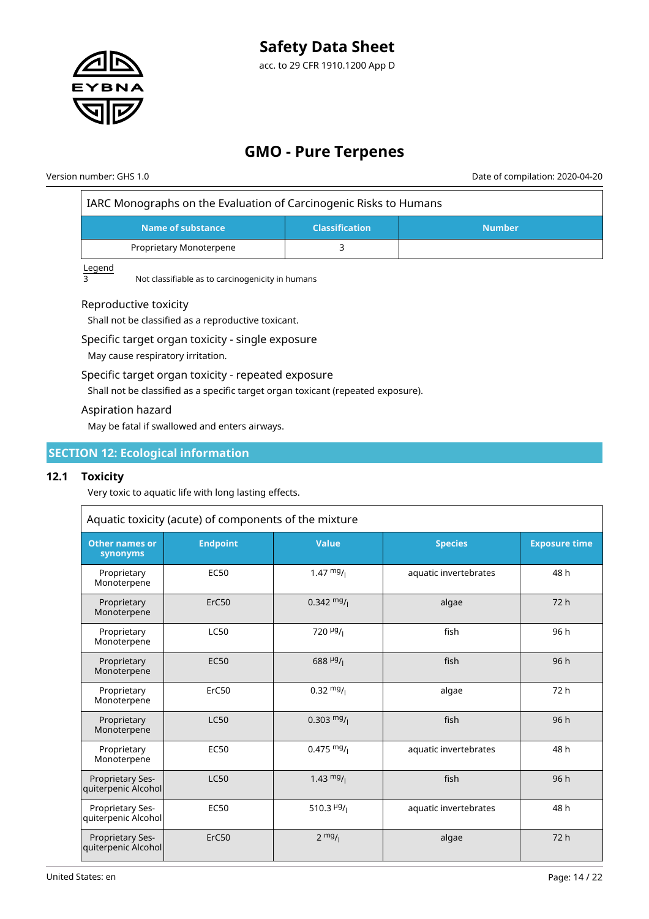| IARC Monographs on the Evaluation of Carcinogenic Risks to Humans | | |
|---|---|---|
| **Name of substance** | **Classification** | **Number** |
| Proprietary Monoterpene | 3 | |

Legend

3 Not classifiable as to carcinogenicity in humans

### Reproductive toxicity

Shall not be classified as a reproductive toxicant.

### Specific target organ toxicity - single exposure

May cause respiratory irritation.

### Specific target organ toxicity - repeated exposure

Shall not be classified as a specific target organ toxicant (repeated exposure).

### Aspiration hazard

May be fatal if swallowed and enters airways.

## SECTION 12: Ecological information

### 12.1 Toxicity

Very toxic to aquatic life with long lasting effects.

| Aquatic toxicity (acute) of components of the mixture | | | | |
|---|---|---|---|---|
| **Other names or synonyms** | **Endpoint** | **Value** | **Species** | **Exposure time** |
| Proprietary Monoterpene | EC50 | 1.47 mg/l | aquatic invertebrates | 48 h |
| Proprietary Monoterpene | ErC50 | 0.342 mg/l | algae | 72 h |
| Proprietary Monoterpene | LC50 | 720 µg/l | fish | 96 h |
| Proprietary Monoterpene | EC50 | 688 µg/l | fish | 96 h |
| Proprietary Monoterpene | ErC50 | 0.32 mg/l | algae | 72 h |
| Proprietary Monoterpene | LC50 | 0.303 mg/l | fish | 96 h |
| Proprietary Monoterpene | EC50 | 0.475 mg/l | aquatic invertebrates | 48 h |
| Proprietary Ses-quiterpenic Alcohol | LC50 | 1.43 mg/l | fish | 96 h |
| Proprietary Ses-quiterpenic Alcohol | EC50 | 510.3 µg/l | aquatic invertebrates | 48 h |
| Proprietary Ses-quiterpenic Alcohol | ErC50 | 2 mg/l | algae | 72 h |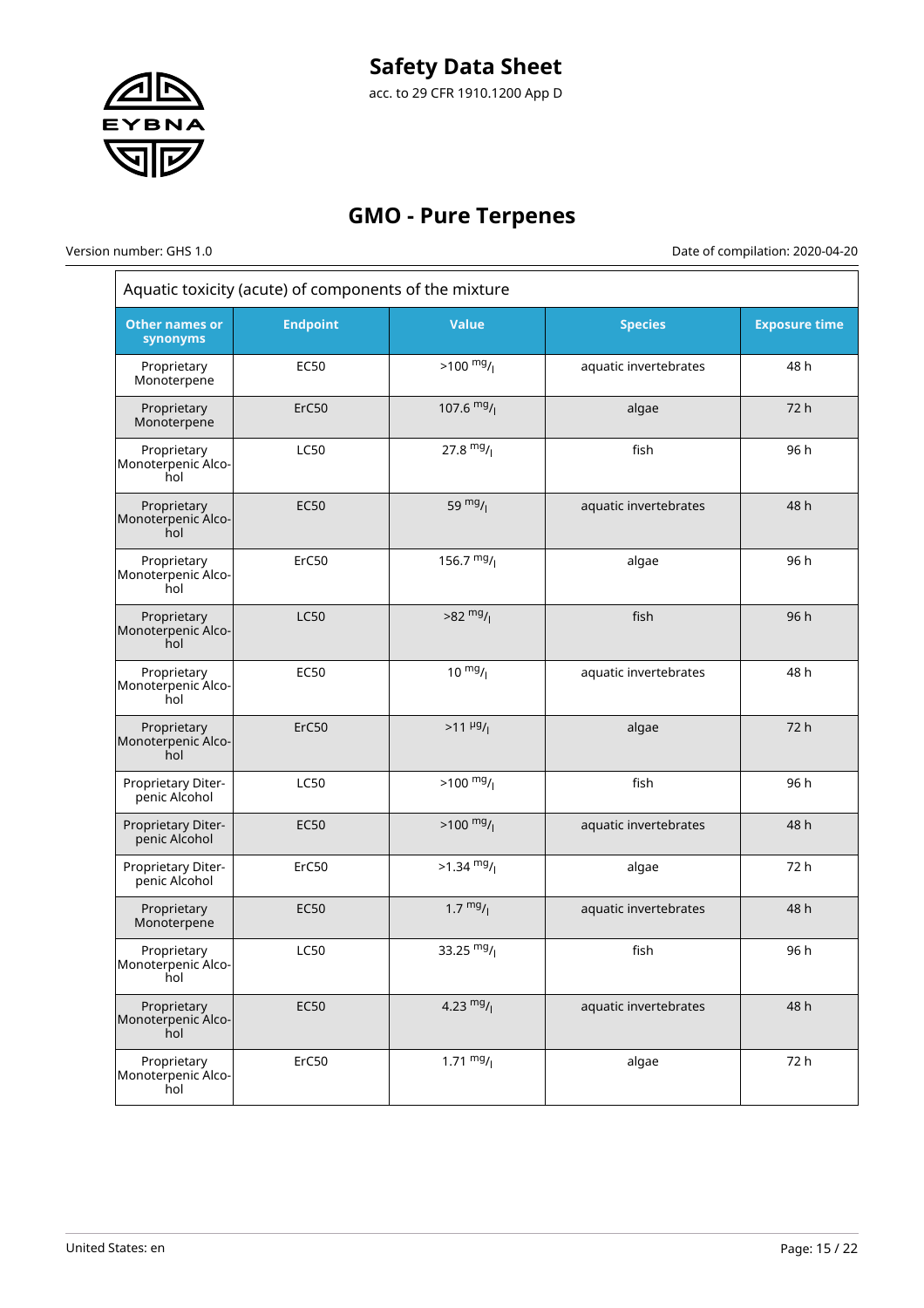| Aquatic toxicity (acute) of components of the mixture | | | | |
|---|---|---|---|---|
| **Other names or synonyms** | **Endpoint** | **Value** | **Species** | **Exposure time** |
| Proprietary Monoterpene | EC50 | >100 $^{mg}/_{l}$ | aquatic invertebrates | 48 h |
| Proprietary Monoterpene | ErC50 | 107.6 $^{mg}/_{l}$ | algae | 72 h |
| Proprietary Monoterpenic Alcohol | LC50 | 27.8 $^{mg}/_{l}$ | fish | 96 h |
| Proprietary Monoterpenic Alcohol | EC50 | 59 $^{mg}/_{l}$ | aquatic invertebrates | 48 h |
| Proprietary Monoterpenic Alcohol | ErC50 | 156.7 $^{mg}/_{l}$ | algae | 96 h |
| Proprietary Monoterpenic Alcohol | LC50 | >82 $^{mg}/_{l}$ | fish | 96 h |
| Proprietary Monoterpenic Alcohol | EC50 | 10 $^{mg}/_{l}$ | aquatic invertebrates | 48 h |
| Proprietary Monoterpenic Alcohol | ErC50 | >11 $^{µg}/_{l}$ | algae | 72 h |
| Proprietary Diterpenic Alcohol | LC50 | >100 $^{mg}/_{l}$ | fish | 96 h |
| Proprietary Diterpenic Alcohol | EC50 | >100 $^{mg}/_{l}$ | aquatic invertebrates | 48 h |
| Proprietary Diterpenic Alcohol | ErC50 | >1.34 $^{mg}/_{l}$ | algae | 72 h |
| Proprietary Monoterpene | EC50 | 1.7 $^{mg}/_{l}$ | aquatic invertebrates | 48 h |
| Proprietary Monoterpenic Alcohol | LC50 | 33.25 $^{mg}/_{l}$ | fish | 96 h |
| Proprietary Monoterpenic Alcohol | EC50 | 4.23 $^{mg}/_{l}$ | aquatic invertebrates | 48 h |
| Proprietary Monoterpenic Alcohol | ErC50 | 1.71 $^{mg}/_{l}$ | algae | 72 h |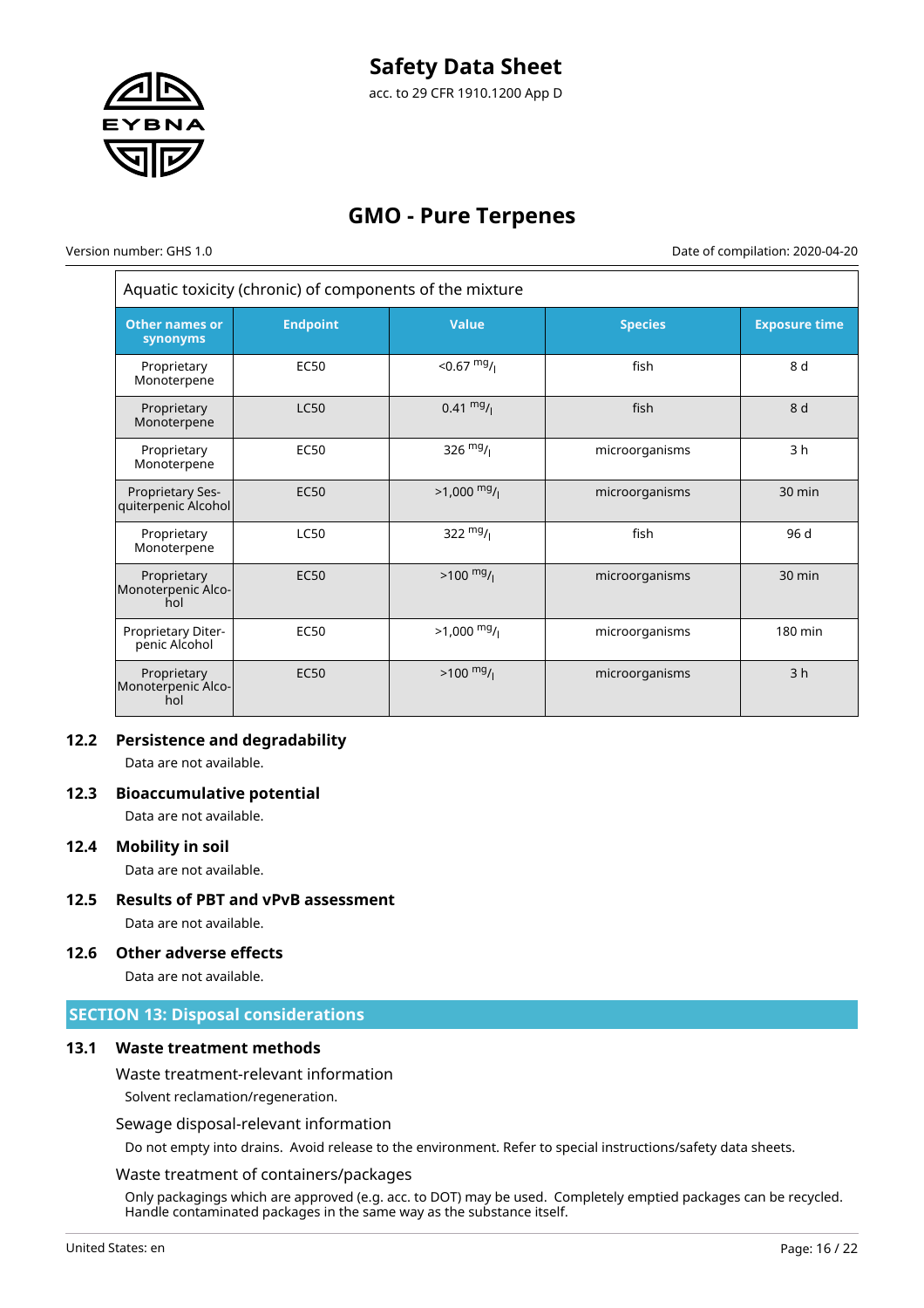| Aquatic toxicity (chronic) of components of the mixture | | | | |
|---|---|---|---|---|
| **Other names or synonyms** | **Endpoint** | **Value** | **Species** | **Exposure time** |
| Proprietary Monoterpene | EC50 | <0.67 $^{mg}/_{l}$ | fish | 8 d |
| Proprietary Monoterpene | LC50 | 0.41 $^{mg}/_{l}$ | fish | 8 d |
| Proprietary Monoterpene | EC50 | 326 $^{mg}/_{l}$ | microorganisms | 3 h |
| Proprietary Sesquiterpenic Alcohol | EC50 | >1,000 $^{mg}/_{l}$ | microorganisms | 30 min |
| Proprietary Monoterpene | LC50 | 322 $^{mg}/_{l}$ | fish | 96 d |
| Proprietary Monoterpenic Alcohol | EC50 | >100 $^{mg}/_{l}$ | microorganisms | 30 min |
| Proprietary Diterpenic Alcohol | EC50 | >1,000 $^{mg}/_{l}$ | microorganisms | 180 min |
| Proprietary Monoterpenic Alcohol | EC50 | >100 $^{mg}/_{l}$ | microorganisms | 3 h |

### 12.2 Persistence and degradability

Data are not available.

### 12.3 Bioaccumulative potential

Data are not available.

### 12.4 Mobility in soil

Data are not available.

### 12.5 Results of PBT and vPvB assessment

Data are not available.

### 12.6 Other adverse effects

Data are not available.

## SECTION 13: Disposal considerations

### 13.1 Waste treatment methods

Waste treatment-relevant information

Solvent reclamation/regeneration.

Sewage disposal-relevant information

Do not empty into drains. Avoid release to the environment. Refer to special instructions/safety data sheets.

Waste treatment of containers/packages

Only packagings which are approved (e.g. acc. to DOT) may be used. Completely emptied packages can be recycled. Handle contaminated packages in the same way as the substance itself.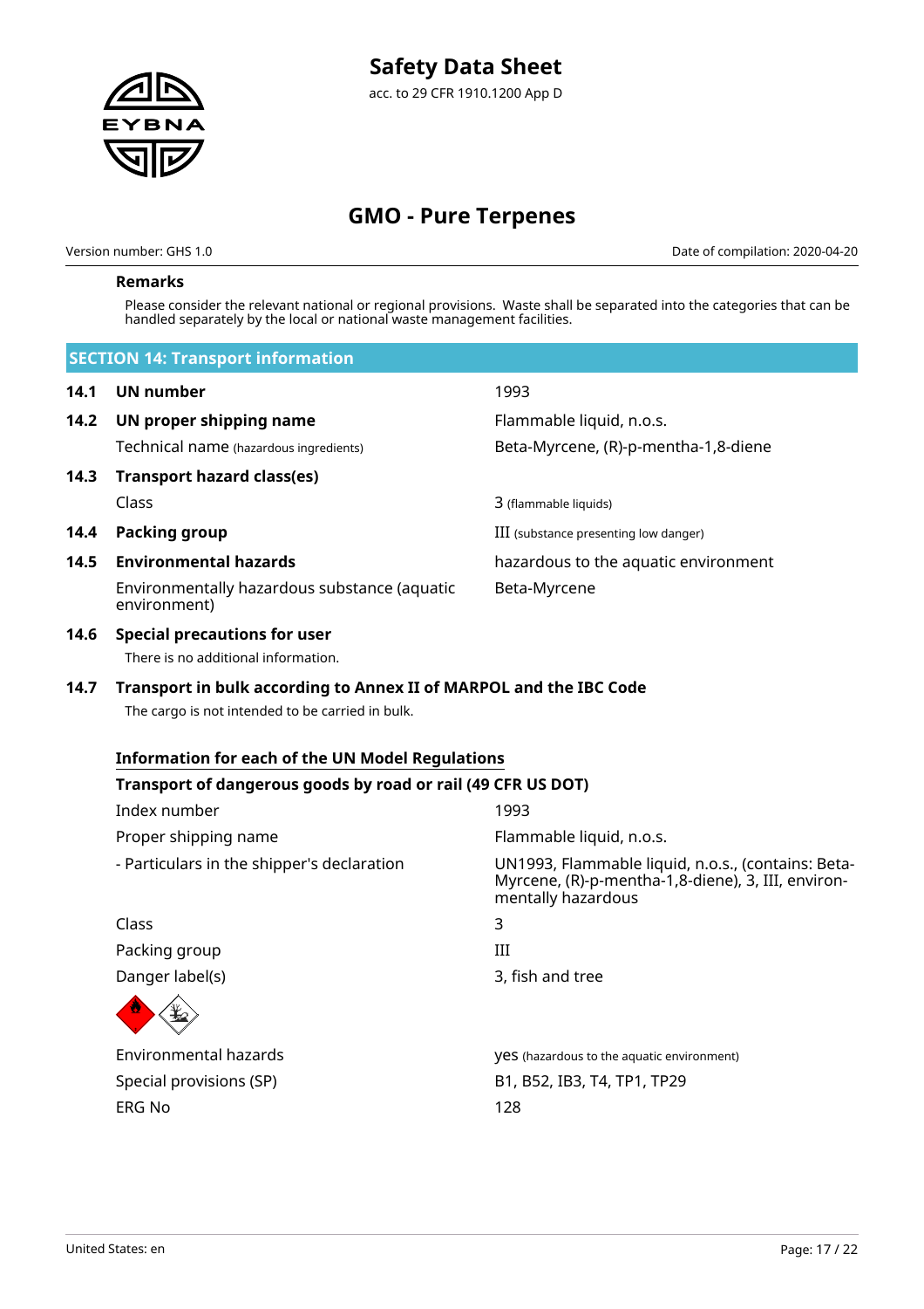### Remarks

Please consider the relevant national or regional provisions. Waste shall be separated into the categories that can be handled separately by the local or national waste management facilities.

## SECTION 14: Transport information

| | | |
|---|---|---|
| **14.1** | **UN number** | 1993 |
| **14.2** | **UN proper shipping name** | Flammable liquid, n.o.s. |
| | Technical name (hazardous ingredients) | Beta-Myrcene, (R)-p-mentha-1,8-diene |
| **14.3** | **Transport hazard class(es)** | |
| | Class | 3 (flammable liquids) |
| **14.4** | **Packing group** | III (substance presenting low danger) |
| **14.5** | **Environmental hazards** | hazardous to the aquatic environment |
| | Environmentally hazardous substance (aquatic environment) | Beta-Myrcene |

**14.6 Special precautions for user**

There is no additional information.

**14.7 Transport in bulk according to Annex II of MARPOL and the IBC Code**

The cargo is not intended to be carried in bulk.

### Information for each of the UN Model Regulations

**Transport of dangerous goods by road or rail (49 CFR US DOT)**

| | |
|---|---|
| Index number | 1993 |
| Proper shipping name | Flammable liquid, n.o.s. |
| - Particulars in the shipper's declaration | UN1993, Flammable liquid, n.o.s., (contains: Beta-Myrcene, (R)-p-mentha-1,8-diene), 3, III, environmentally hazardous |
| Class | 3 |
| Packing group | III |
| Danger label(s) | 3, fish and tree |
| Environmental hazards | yes (hazardous to the aquatic environment) |
| Special provisions (SP) | B1, B52, IB3, T4, TP1, TP29 |
| ERG No | 128 |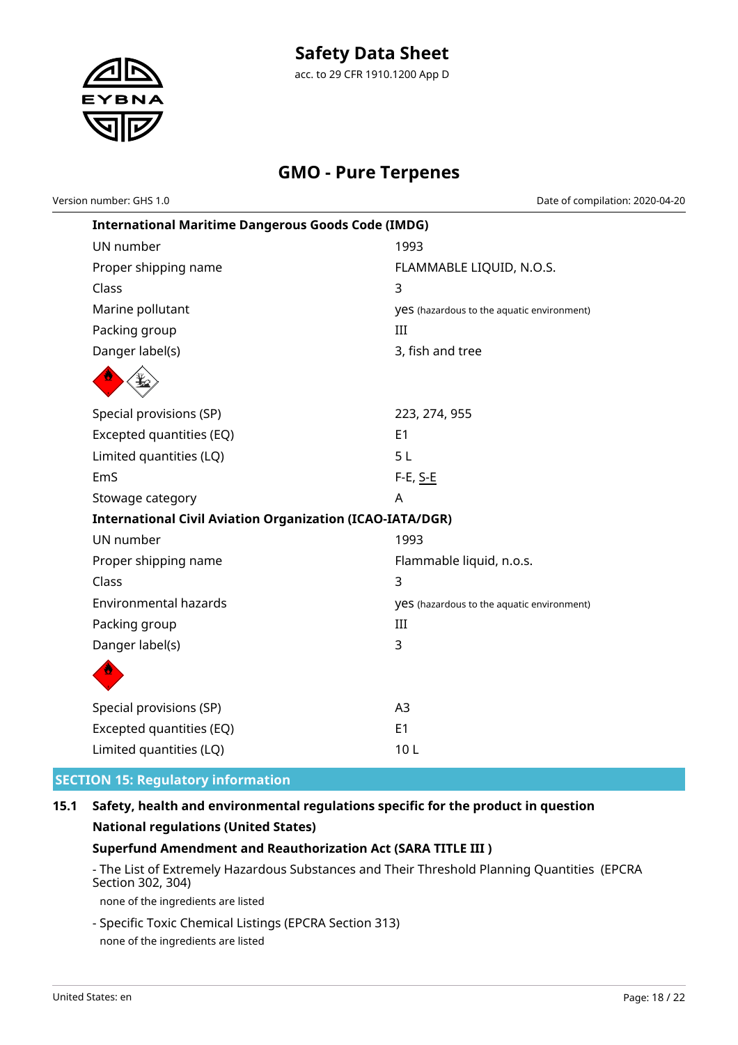**International Maritime Dangerous Goods Code (IMDG)**

| | |
|---|---|
| UN number | 1993 |
| Proper shipping name | FLAMMABLE LIQUID, N.O.S. |
| Class | 3 |
| Marine pollutant | yes (hazardous to the aquatic environment) |
| Packing group | III |
| Danger label(s) | 3, fish and tree |
| Special provisions (SP) | 223, 274, 955 |
| Excepted quantities (EQ) | E1 |
| Limited quantities (LQ) | 5 L |
| EmS | F-E, S-E |
| Stowage category | A |

**International Civil Aviation Organization (ICAO-IATA/DGR)**

| | |
|---|---|
| UN number | 1993 |
| Proper shipping name | Flammable liquid, n.o.s. |
| Class | 3 |
| Environmental hazards | yes (hazardous to the aquatic environment) |
| Packing group | III |
| Danger label(s) | 3 |
| Special provisions (SP) | A3 |
| Excepted quantities (EQ) | E1 |
| Limited quantities (LQ) | 10 L |

## SECTION 15: Regulatory information

### 15.1 Safety, health and environmental regulations specific for the product in question

**National regulations (United States)**

**Superfund Amendment and Reauthorization Act (SARA TITLE III )**

- The List of Extremely Hazardous Substances and Their Threshold Planning Quantities (EPCRA Section 302, 304)

  none of the ingredients are listed

- Specific Toxic Chemical Listings (EPCRA Section 313)

  none of the ingredients are listed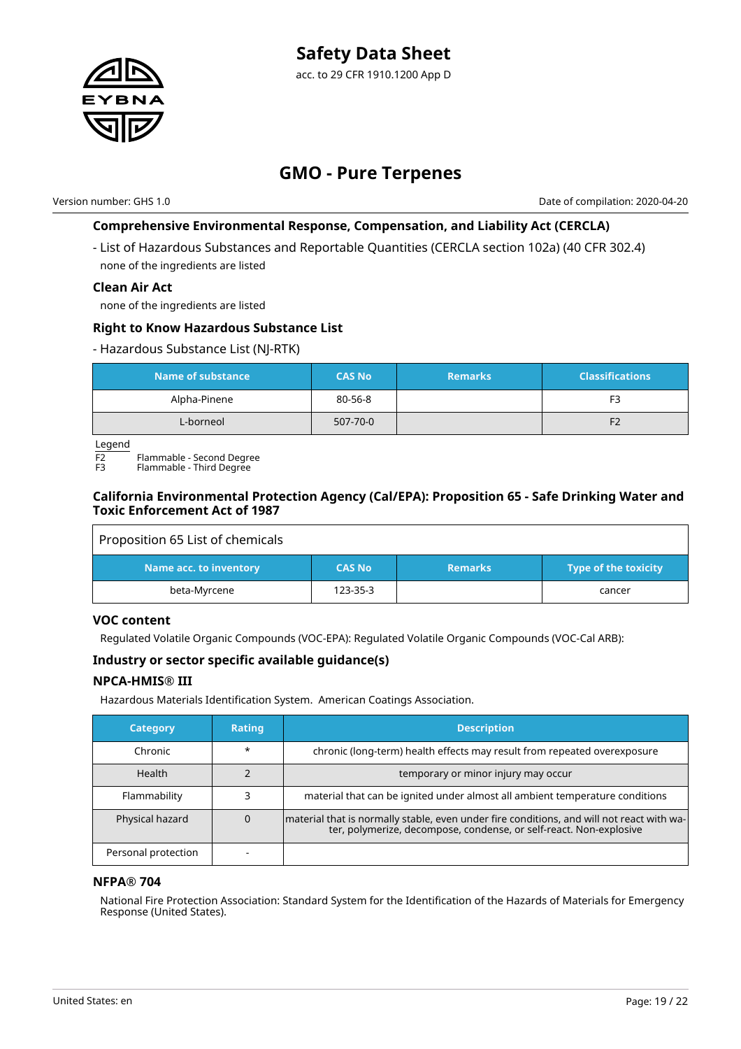#### Comprehensive Environmental Response, Compensation, and Liability Act (CERCLA)

- List of Hazardous Substances and Reportable Quantities (CERCLA section 102a) (40 CFR 302.4)

  none of the ingredients are listed

#### Clean Air Act

none of the ingredients are listed

#### Right to Know Hazardous Substance List

- Hazardous Substance List (NJ-RTK)

| Name of substance | CAS No | Remarks | Classifications |
|---|---|---|---|
| Alpha-Pinene | 80-56-8 | | F3 |
| L-borneol | 507-70-0 | | F2 |

Legend

F2 Flammable - Second Degree
F3 Flammable - Third Degree

#### California Environmental Protection Agency (Cal/EPA): Proposition 65 - Safe Drinking Water and Toxic Enforcement Act of 1987

| Proposition 65 List of chemicals | | | |
|---|---|---|---|
| **Name acc. to inventory** | **CAS No** | **Remarks** | **Type of the toxicity** |
| beta-Myrcene | 123-35-3 | | cancer |

#### VOC content

Regulated Volatile Organic Compounds (VOC-EPA): Regulated Volatile Organic Compounds (VOC-Cal ARB):

#### Industry or sector specific available guidance(s)

#### NPCA-HMIS® III

Hazardous Materials Identification System. American Coatings Association.

| Category | Rating | Description |
|---|---|---|
| Chronic | * | chronic (long-term) health effects may result from repeated overexposure |
| Health | 2 | temporary or minor injury may occur |
| Flammability | 3 | material that can be ignited under almost all ambient temperature conditions |
| Physical hazard | 0 | material that is normally stable, even under fire conditions, and will not react with water, polymerize, decompose, condense, or self-react. Non-explosive |
| Personal protection | - | |

#### NFPA® 704

National Fire Protection Association: Standard System for the Identification of the Hazards of Materials for Emergency Response (United States).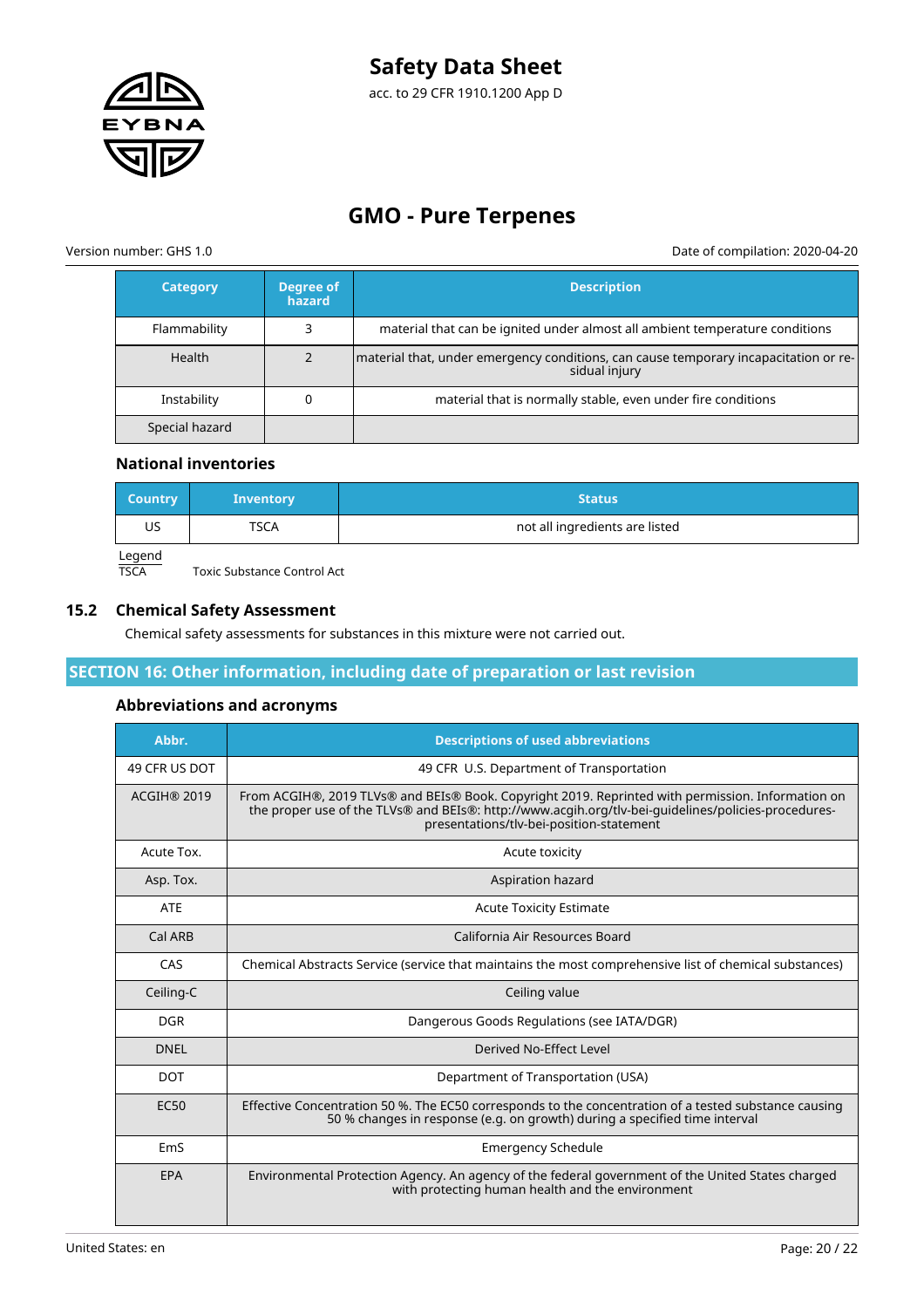| Category | Degree of hazard | Description |
|---|---|---|
| Flammability | 3 | material that can be ignited under almost all ambient temperature conditions |
| Health | 2 | material that, under emergency conditions, can cause temporary incapacitation or residual injury |
| Instability | 0 | material that is normally stable, even under fire conditions |
| Special hazard | | |

### National inventories

| Country | Inventory | Status |
|---|---|---|
| US | TSCA | not all ingredients are listed |

Legend

TSCA Toxic Substance Control Act

## 15.2 Chemical Safety Assessment

Chemical safety assessments for substances in this mixture were not carried out.

## SECTION 16: Other information, including date of preparation or last revision

### Abbreviations and acronyms

| Abbr. | Descriptions of used abbreviations |
|---|---|
| 49 CFR US DOT | 49 CFR U.S. Department of Transportation |
| ACGIH® 2019 | From ACGIH®, 2019 TLVs® and BEIs® Book. Copyright 2019. Reprinted with permission. Information on the proper use of the TLVs® and BEIs®: http://www.acgih.org/tlv-bei-guidelines/policies-procedures-presentations/tlv-bei-position-statement |
| Acute Tox. | Acute toxicity |
| Asp. Tox. | Aspiration hazard |
| ATE | Acute Toxicity Estimate |
| Cal ARB | California Air Resources Board |
| CAS | Chemical Abstracts Service (service that maintains the most comprehensive list of chemical substances) |
| Ceiling-C | Ceiling value |
| DGR | Dangerous Goods Regulations (see IATA/DGR) |
| DNEL | Derived No-Effect Level |
| DOT | Department of Transportation (USA) |
| EC50 | Effective Concentration 50 %. The EC50 corresponds to the concentration of a tested substance causing 50 % changes in response (e.g. on growth) during a specified time interval |
| EmS | Emergency Schedule |
| EPA | Environmental Protection Agency. An agency of the federal government of the United States charged with protecting human health and the environment |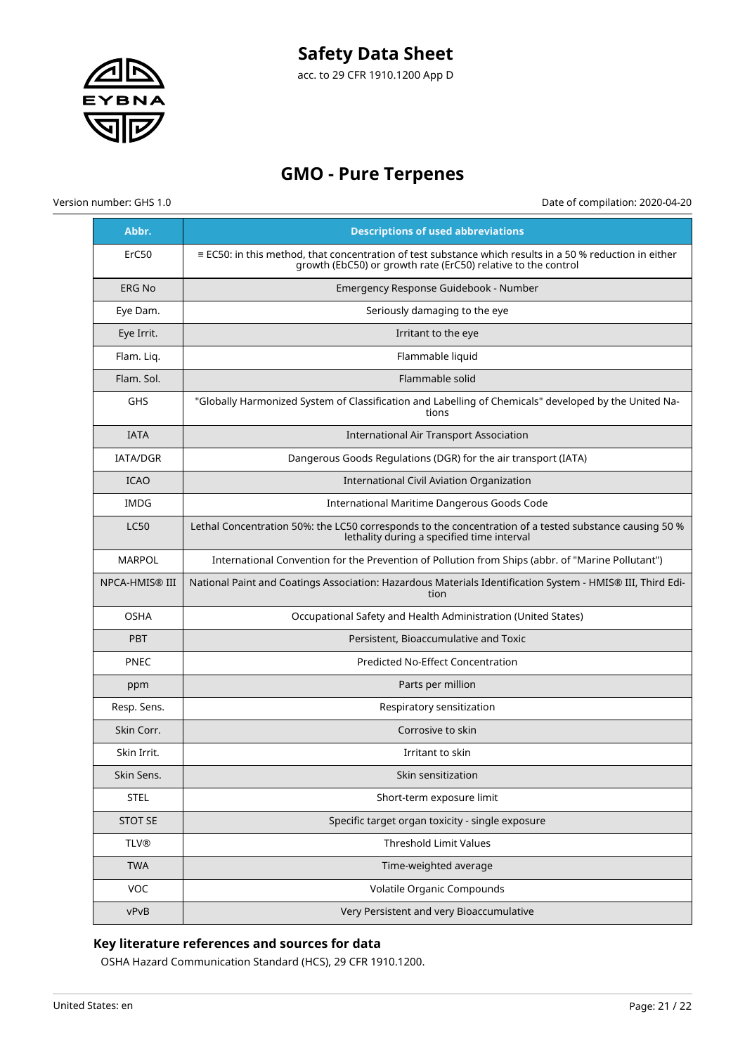| Abbr. | Descriptions of used abbreviations |
|---|---|
| ErC50 | ≡ EC50: in this method, that concentration of test substance which results in a 50 % reduction in either growth (EbC50) or growth rate (ErC50) relative to the control |
| ERG No | Emergency Response Guidebook - Number |
| Eye Dam. | Seriously damaging to the eye |
| Eye Irrit. | Irritant to the eye |
| Flam. Liq. | Flammable liquid |
| Flam. Sol. | Flammable solid |
| GHS | "Globally Harmonized System of Classification and Labelling of Chemicals" developed by the United Nations |
| IATA | International Air Transport Association |
| IATA/DGR | Dangerous Goods Regulations (DGR) for the air transport (IATA) |
| ICAO | International Civil Aviation Organization |
| IMDG | International Maritime Dangerous Goods Code |
| LC50 | Lethal Concentration 50%: the LC50 corresponds to the concentration of a tested substance causing 50 % lethality during a specified time interval |
| MARPOL | International Convention for the Prevention of Pollution from Ships (abbr. of "Marine Pollutant") |
| NPCA-HMIS® III | National Paint and Coatings Association: Hazardous Materials Identification System - HMIS® III, Third Edition |
| OSHA | Occupational Safety and Health Administration (United States) |
| PBT | Persistent, Bioaccumulative and Toxic |
| PNEC | Predicted No-Effect Concentration |
| ppm | Parts per million |
| Resp. Sens. | Respiratory sensitization |
| Skin Corr. | Corrosive to skin |
| Skin Irrit. | Irritant to skin |
| Skin Sens. | Skin sensitization |
| STEL | Short-term exposure limit |
| STOT SE | Specific target organ toxicity - single exposure |
| TLV® | Threshold Limit Values |
| TWA | Time-weighted average |
| VOC | Volatile Organic Compounds |
| vPvB | Very Persistent and very Bioaccumulative |

### Key literature references and sources for data

OSHA Hazard Communication Standard (HCS), 29 CFR 1910.1200.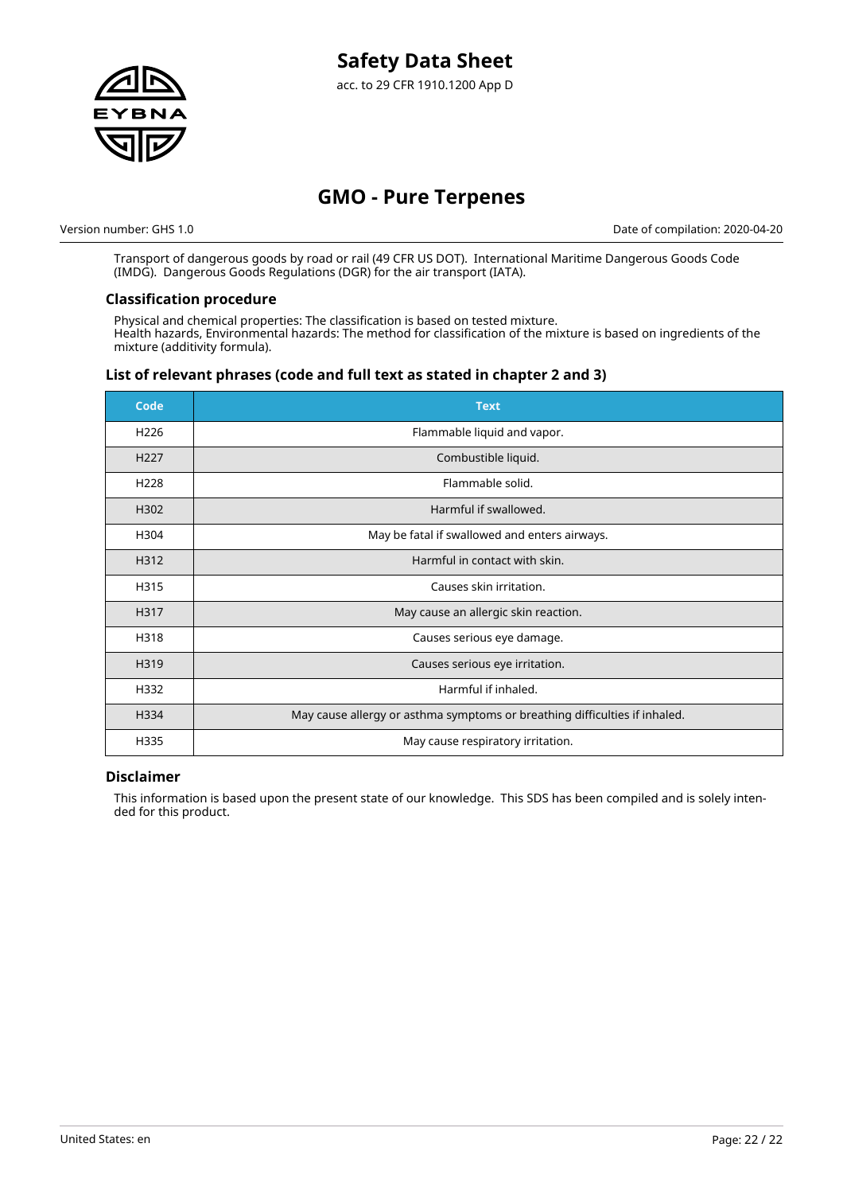Transport of dangerous goods by road or rail (49 CFR US DOT). International Maritime Dangerous Goods Code (IMDG). Dangerous Goods Regulations (DGR) for the air transport (IATA).

### Classification procedure

Physical and chemical properties: The classification is based on tested mixture.
Health hazards, Environmental hazards: The method for classification of the mixture is based on ingredients of the mixture (additivity formula).

### List of relevant phrases (code and full text as stated in chapter 2 and 3)

| Code | Text |
| --- | --- |
| H226 | Flammable liquid and vapor. |
| H227 | Combustible liquid. |
| H228 | Flammable solid. |
| H302 | Harmful if swallowed. |
| H304 | May be fatal if swallowed and enters airways. |
| H312 | Harmful in contact with skin. |
| H315 | Causes skin irritation. |
| H317 | May cause an allergic skin reaction. |
| H318 | Causes serious eye damage. |
| H319 | Causes serious eye irritation. |
| H332 | Harmful if inhaled. |
| H334 | May cause allergy or asthma symptoms or breathing difficulties if inhaled. |
| H335 | May cause respiratory irritation. |

### Disclaimer

This information is based upon the present state of our knowledge. This SDS has been compiled and is solely intended for this product.